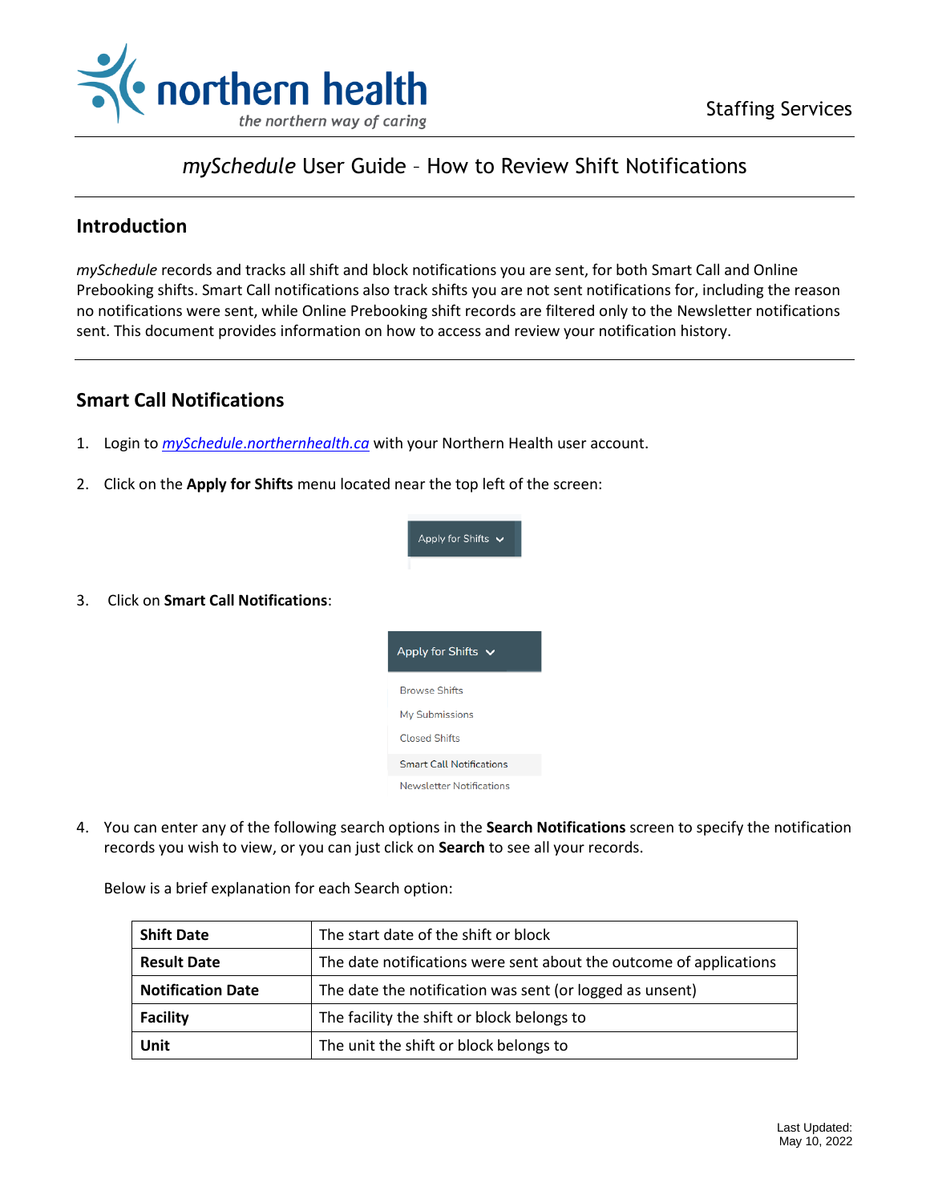# *mySchedule* User Guide – How to Review Shift Notifications

## Introduction

*mySchedule* records and tracks all shift and block notifications you are sent, for both Smart Call and Online Prebooking shifts. Smart Call notifications also track shifts you are not sent notifications for, including the reason no notifications were sent, while Online Prebooking shift records are filtered only to the Newsletter notifications sent. This document provides information on how to access and review your notification history.

## Smart Call Notifications

1. Login to *mySchedule.northernhealth.ca* with your Northern Health user account.

2. Click on the **Apply for Shifts** menu located near the top left of the screen:

3. Click on **Smart Call Notifications**:

4. You can enter any of the following search options in the **Search Notifications** screen to specify the notification records you wish to view, or you can just click on **Search** to see all your records.

   Below is a brief explanation for each Search option:

| | |
|---|---|
| **Shift Date** | The start date of the shift or block |
| **Result Date** | The date notifications were sent about the outcome of applications |
| **Notification Date** | The date the notification was sent (or logged as unsent) |
| **Facility** | The facility the shift or block belongs to |
| **Unit** | The unit the shift or block belongs to |

Last Updated:
May 10, 2022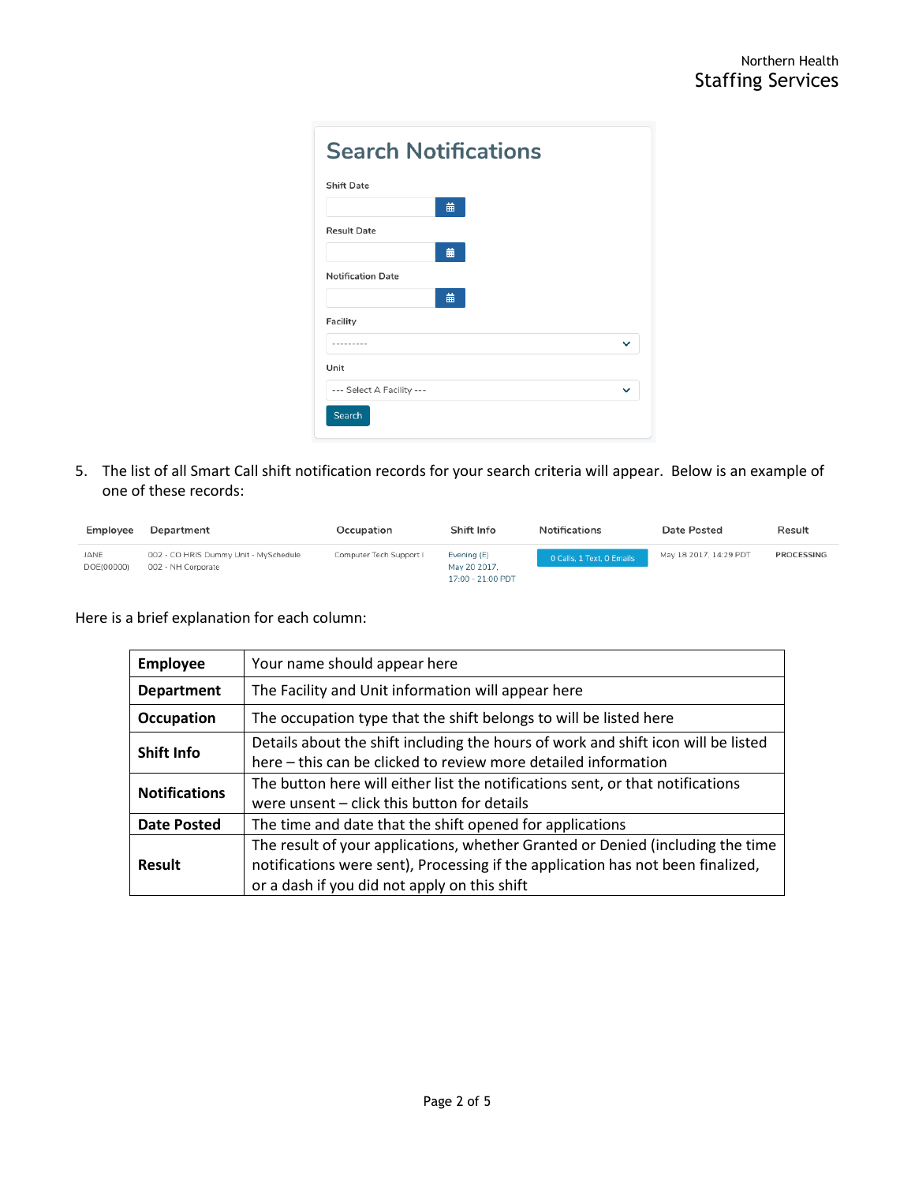## Search Notifications

Shift Date

Result Date

Notification Date

Facility

---------

Unit

--- Select A Facility ---

Search

5. The list of all Smart Call shift notification records for your search criteria will appear. Below is an example of one of these records:

| Employee | Department | Occupation | Shift Info | Notifications | Date Posted | Result |
|---|---|---|---|---|---|---|
| JANE DOE(00000) | 002 - CO HRIS Dummy Unit - MySchedule 002 - NH Corporate | Computer Tech Support I | Evening (E) May 20 2017, 17:00 - 21:00 PDT | 0 Calls, 1 Text, 0 Emails | May 18 2017, 14:29 PDT | PROCESSING |

Here is a brief explanation for each column:

| **Employee** | Your name should appear here |
|---|---|
| **Department** | The Facility and Unit information will appear here |
| **Occupation** | The occupation type that the shift belongs to will be listed here |
| **Shift Info** | Details about the shift including the hours of work and shift icon will be listed here – this can be clicked to review more detailed information |
| **Notifications** | The button here will either list the notifications sent, or that notifications were unsent – click this button for details |
| **Date Posted** | The time and date that the shift opened for applications |
| **Result** | The result of your applications, whether Granted or Denied (including the time notifications were sent), Processing if the application has not been finalized, or a dash if you did not apply on this shift |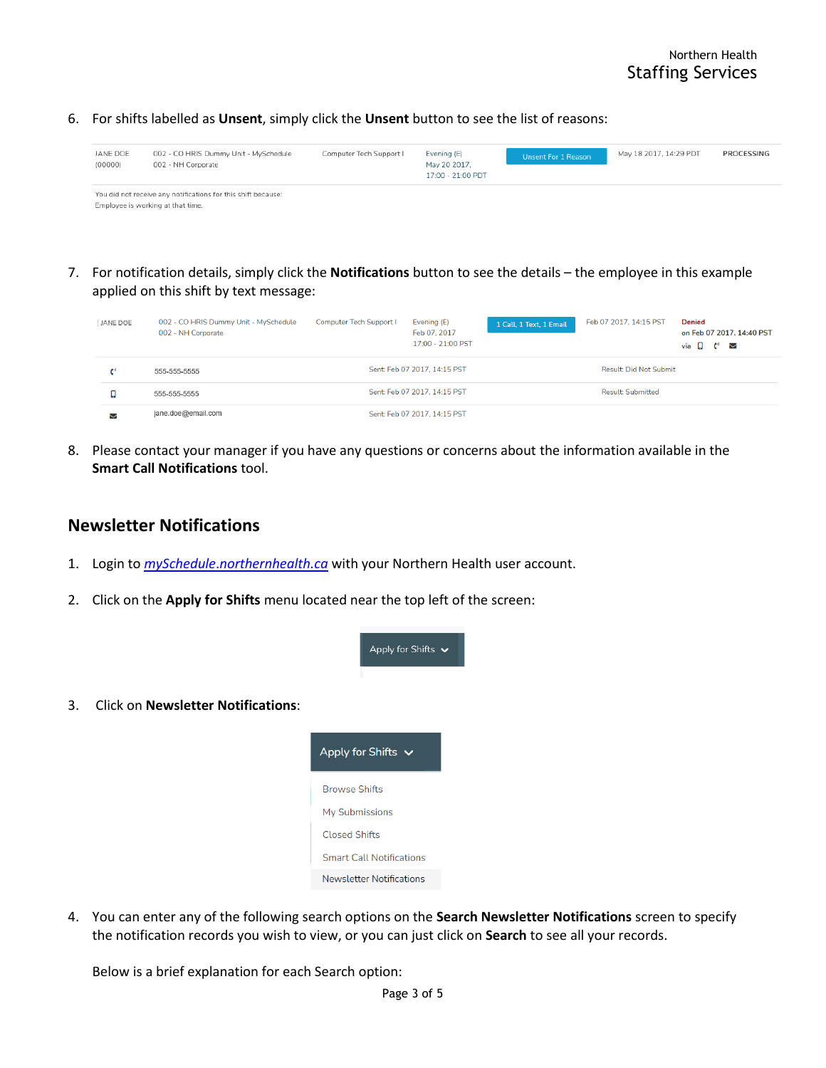6. For shifts labelled as **Unsent**, simply click the **Unsent** button to see the list of reasons:

| JANE DOE (00000) | 002 - CO HRIS Dummy Unit - MySchedule 002 - NH Corporate | Computer Tech Support I | Evening (E) May 20 2017, 17:00 - 21:00 PDT | Unsent For 1 Reason | May 18 2017, 14:29 PDT | PROCESSING |
|---|---|---|---|---|---|---|

You did not receive any notifications for this shift because:
Employee is working at that time.

7. For notification details, simply click the **Notifications** button to see the details – the employee in this example applied on this shift by text message:

| JANE DOE | 002 - CO HRIS Dummy Unit - MySchedule 002 - NH Corporate | Computer Tech Support I | Evening (E) Feb 07, 2017 17:00 - 21:00 PST | 1 Call, 1 Text, 1 Email | Feb 07 2017, 14:15 PST | Denied on Feb 07 2017, 14:40 PST via |
|---|---|---|---|---|---|---|

| | | | |
|---|---|---|---|
| Call | 555-555-5555 | Sent: Feb 07 2017, 14:15 PST | Result: Did Not Submit |
| Text | 555-555-5555 | Sent: Feb 07 2017, 14:15 PST | Result: Submitted |
| Email | jane.doe@email.com | Sent: Feb 07 2017, 14:15 PST | |

8. Please contact your manager if you have any questions or concerns about the information available in the **Smart Call Notifications** tool.

## Newsletter Notifications

1. Login to [*mySchedule.northernhealth.ca*](mySchedule.northernhealth.ca) with your Northern Health user account.

2. Click on the **Apply for Shifts** menu located near the top left of the screen:

   Apply for Shifts

3. Click on **Newsletter Notifications**:

   Apply for Shifts
   - Browse Shifts
   - My Submissions
   - Closed Shifts
   - Smart Call Notifications
   - Newsletter Notifications

4. You can enter any of the following search options on the **Search Newsletter Notifications** screen to specify the notification records you wish to view, or you can just click on **Search** to see all your records.

   Below is a brief explanation for each Search option: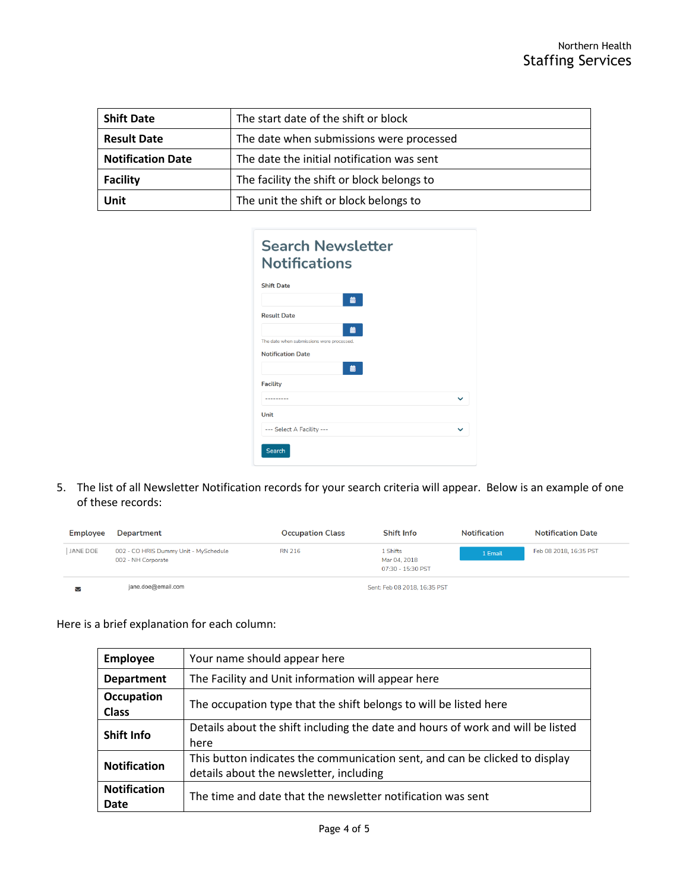| Shift Date | The start date of the shift or block |
|---|---|
| Result Date | The date when submissions were processed |
| Notification Date | The date the initial notification was sent |
| Facility | The facility the shift or block belongs to |
| Unit | The unit the shift or block belongs to |

**Search Newsletter Notifications**

Shift Date

Result Date

The date when submissions were processed.

Notification Date

Facility

---------

Unit

--- Select A Facility ---

Search

5. The list of all Newsletter Notification records for your search criteria will appear. Below is an example of one of these records:

| Employee | Department | Occupation Class | Shift Info | Notification | Notification Date |
|---|---|---|---|---|---|
| JANE DOE | 002 - CO HRIS Dummy Unit - MySchedule<br>002 - NH Corporate | RN 216 | 1 Shifts<br>Mar 04, 2018<br>07:30 - 15:30 PST | 1 Email | Feb 08 2018, 16:35 PST |
| | jane.doe@email.com | | Sent: Feb 08 2018, 16:35 PST | | |

Here is a brief explanation for each column:

| Employee | Your name should appear here |
|---|---|
| Department | The Facility and Unit information will appear here |
| Occupation Class | The occupation type that the shift belongs to will be listed here |
| Shift Info | Details about the shift including the date and hours of work and will be listed here |
| Notification | This button indicates the communication sent, and can be clicked to display details about the newsletter, including |
| Notification Date | The time and date that the newsletter notification was sent |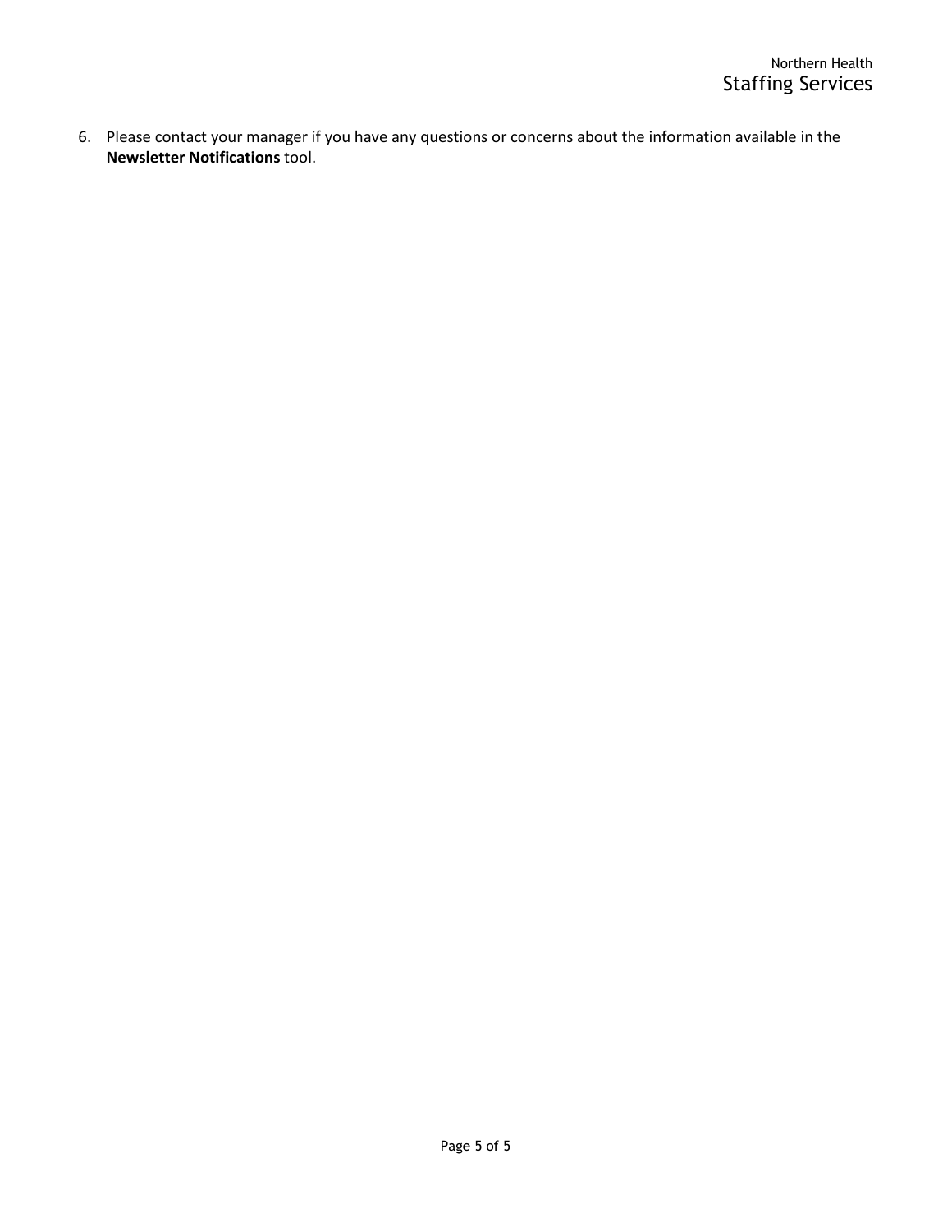6. Please contact your manager if you have any questions or concerns about the information available in the **Newsletter Notifications** tool.